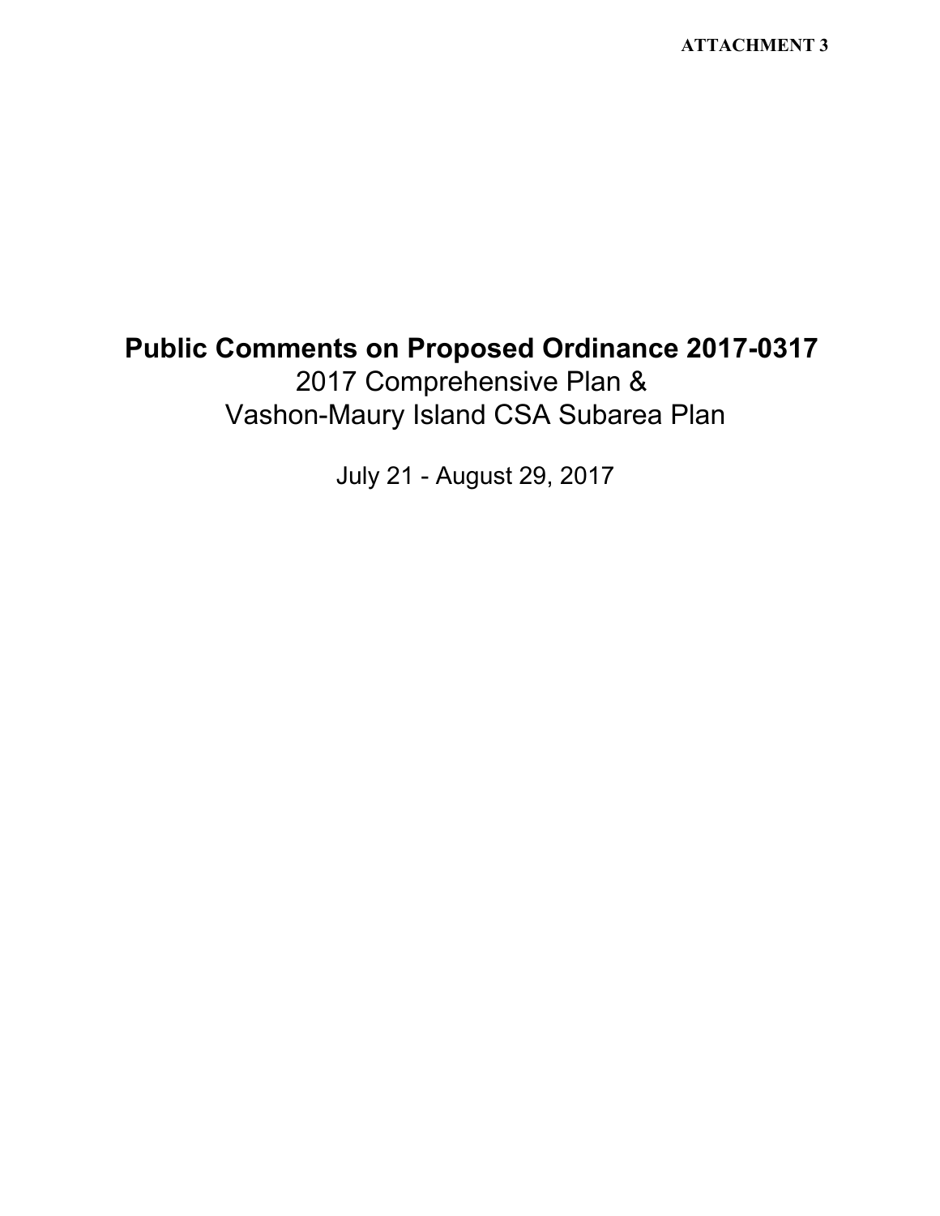ATTACHMENT 3

# Public Comments on Proposed Ordinance 2017-0317

2017 Comprehensive Plan &
Vashon-Maury Island CSA Subarea Plan

July 21 - August 29, 2017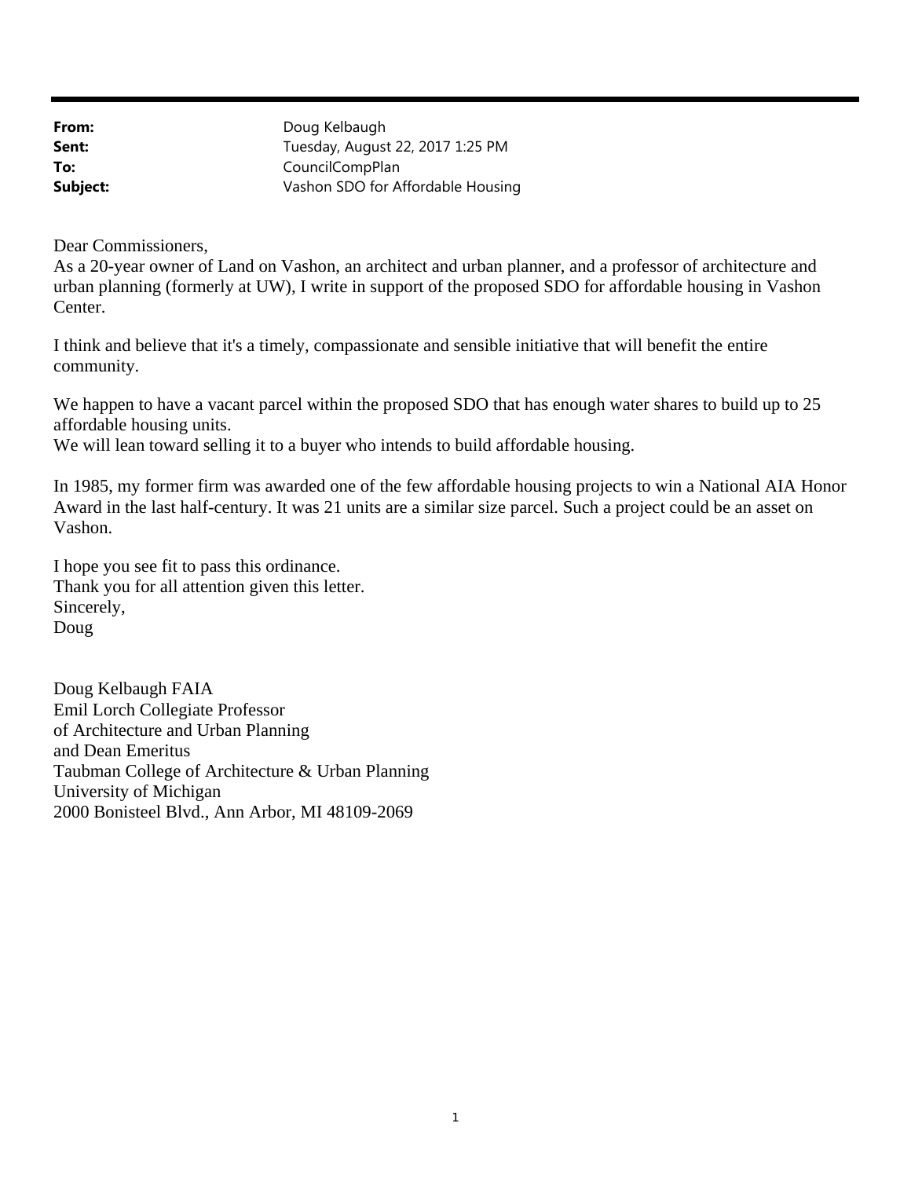**From:** Doug Kelbaugh
**Sent:** Tuesday, August 22, 2017 1:25 PM
**To:** CouncilCompPlan
**Subject:** Vashon SDO for Affordable Housing

Dear Commissioners,
As a 20-year owner of Land on Vashon, an architect and urban planner, and a professor of architecture and urban planning (formerly at UW), I write in support of the proposed SDO for affordable housing in Vashon Center.

I think and believe that it's a timely, compassionate and sensible initiative that will benefit the entire community.

We happen to have a vacant parcel within the proposed SDO that has enough water shares to build up to 25 affordable housing units.
We will lean toward selling it to a buyer who intends to build affordable housing.

In 1985, my former firm was awarded one of the few affordable housing projects to win a National AIA Honor Award in the last half-century. It was 21 units are a similar size parcel. Such a project could be an asset on Vashon.

I hope you see fit to pass this ordinance.
Thank you for all attention given this letter.
Sincerely,
Doug

Doug Kelbaugh FAIA
Emil Lorch Collegiate Professor
of Architecture and Urban Planning
and Dean Emeritus
Taubman College of Architecture & Urban Planning
University of Michigan
2000 Bonisteel Blvd., Ann Arbor, MI 48109-2069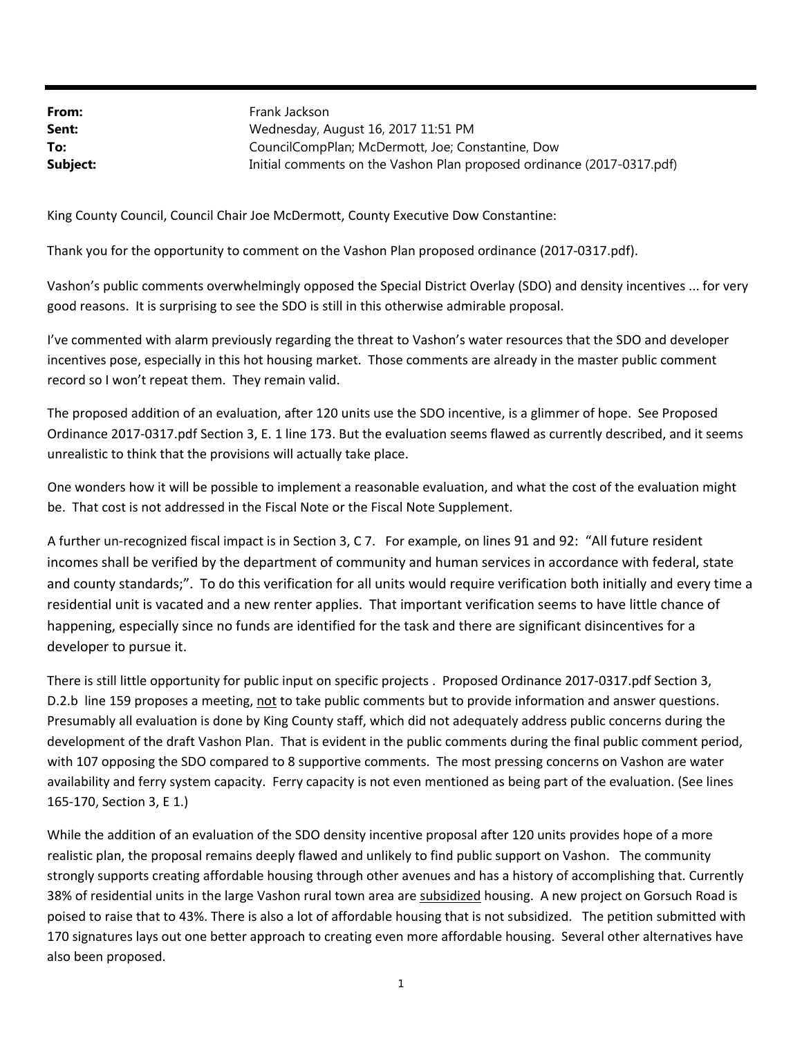| | |
|---|---|
| **From:** | Frank Jackson |
| **Sent:** | Wednesday, August 16, 2017 11:51 PM |
| **To:** | CouncilCompPlan; McDermott, Joe; Constantine, Dow |
| **Subject:** | Initial comments on the Vashon Plan proposed ordinance (2017-0317.pdf) |

King County Council, Council Chair Joe McDermott, County Executive Dow Constantine:

Thank you for the opportunity to comment on the Vashon Plan proposed ordinance (2017-0317.pdf).

Vashon's public comments overwhelmingly opposed the Special District Overlay (SDO) and density incentives ... for very good reasons. It is surprising to see the SDO is still in this otherwise admirable proposal.

I've commented with alarm previously regarding the threat to Vashon's water resources that the SDO and developer incentives pose, especially in this hot housing market. Those comments are already in the master public comment record so I won't repeat them. They remain valid.

The proposed addition of an evaluation, after 120 units use the SDO incentive, is a glimmer of hope. See Proposed Ordinance 2017-0317.pdf Section 3, E. 1 line 173. But the evaluation seems flawed as currently described, and it seems unrealistic to think that the provisions will actually take place.

One wonders how it will be possible to implement a reasonable evaluation, and what the cost of the evaluation might be. That cost is not addressed in the Fiscal Note or the Fiscal Note Supplement.

A further un-recognized fiscal impact is in Section 3, C 7. For example, on lines 91 and 92: "All future resident incomes shall be verified by the department of community and human services in accordance with federal, state and county standards;". To do this verification for all units would require verification both initially and every time a residential unit is vacated and a new renter applies. That important verification seems to have little chance of happening, especially since no funds are identified for the task and there are significant disincentives for a developer to pursue it.

There is still little opportunity for public input on specific projects . Proposed Ordinance 2017-0317.pdf Section 3, D.2.b line 159 proposes a meeting, <u>not</u> to take public comments but to provide information and answer questions. Presumably all evaluation is done by King County staff, which did not adequately address public concerns during the development of the draft Vashon Plan. That is evident in the public comments during the final public comment period, with 107 opposing the SDO compared to 8 supportive comments. The most pressing concerns on Vashon are water availability and ferry system capacity. Ferry capacity is not even mentioned as being part of the evaluation. (See lines 165-170, Section 3, E 1.)

While the addition of an evaluation of the SDO density incentive proposal after 120 units provides hope of a more realistic plan, the proposal remains deeply flawed and unlikely to find public support on Vashon. The community strongly supports creating affordable housing through other avenues and has a history of accomplishing that. Currently 38% of residential units in the large Vashon rural town area are <u>subsidized</u> housing. A new project on Gorsuch Road is poised to raise that to 43%. There is also a lot of affordable housing that is not subsidized. The petition submitted with 170 signatures lays out one better approach to creating even more affordable housing. Several other alternatives have also been proposed.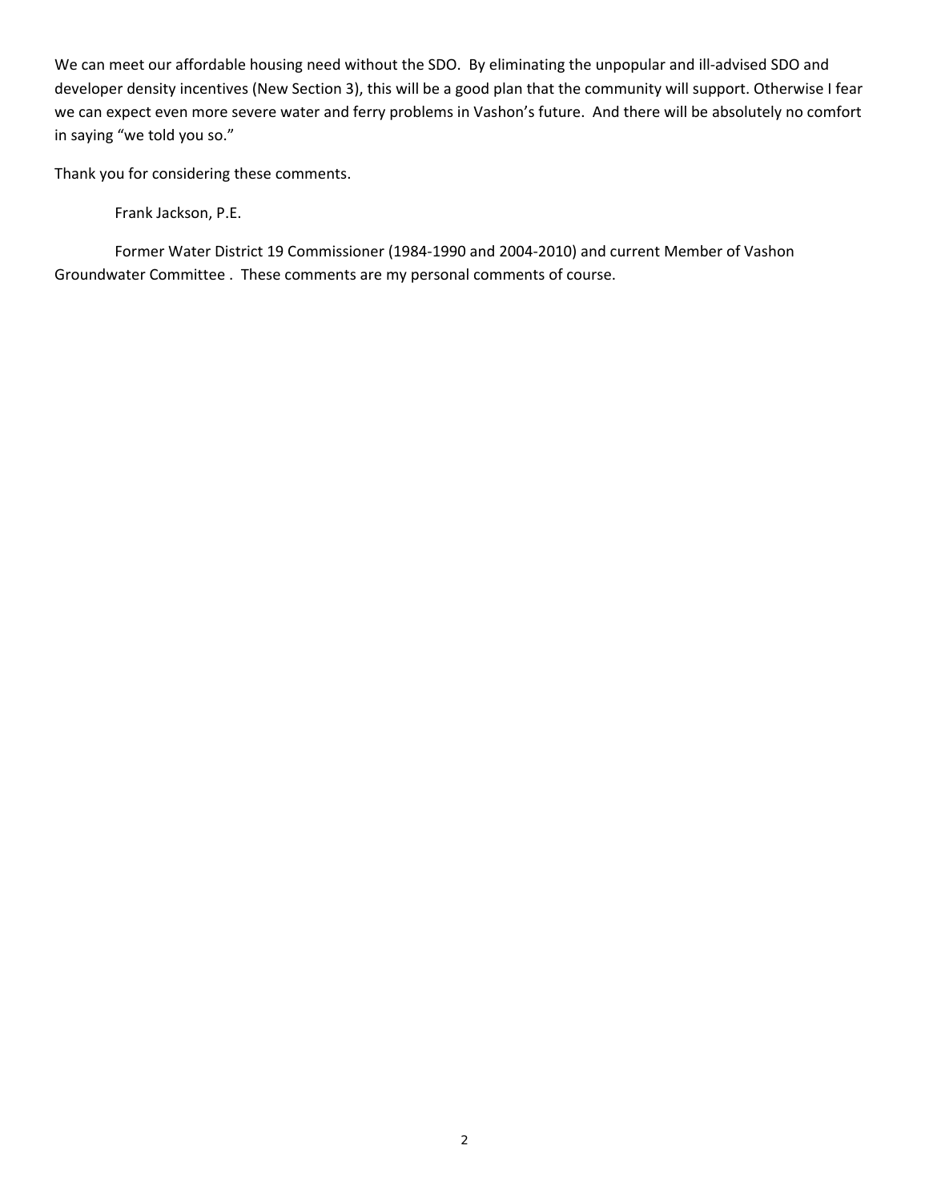We can meet our affordable housing need without the SDO. By eliminating the unpopular and ill-advised SDO and developer density incentives (New Section 3), this will be a good plan that the community will support. Otherwise I fear we can expect even more severe water and ferry problems in Vashon's future. And there will be absolutely no comfort in saying "we told you so."

Thank you for considering these comments.

Frank Jackson, P.E.

Former Water District 19 Commissioner (1984-1990 and 2004-2010) and current Member of Vashon Groundwater Committee . These comments are my personal comments of course.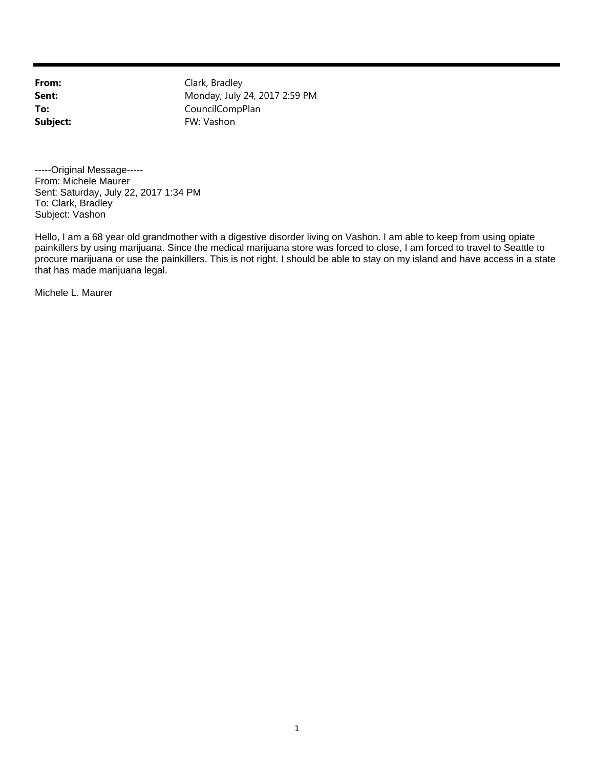|  |  |
|---|---|
| **From:** | Clark, Bradley |
| **Sent:** | Monday, July 24, 2017 2:59 PM |
| **To:** | CouncilCompPlan |
| **Subject:** | FW: Vashon |

-----Original Message-----
From: Michele Maurer
Sent: Saturday, July 22, 2017 1:34 PM
To: Clark, Bradley
Subject: Vashon

Hello, I am a 68 year old grandmother with a digestive disorder living on Vashon. I am able to keep from using opiate painkillers by using marijuana. Since the medical marijuana store was forced to close, I am forced to travel to Seattle to procure marijuana or use the painkillers. This is not right. I should be able to stay on my island and have access in a state that has made marijuana legal.

Michele L. Maurer